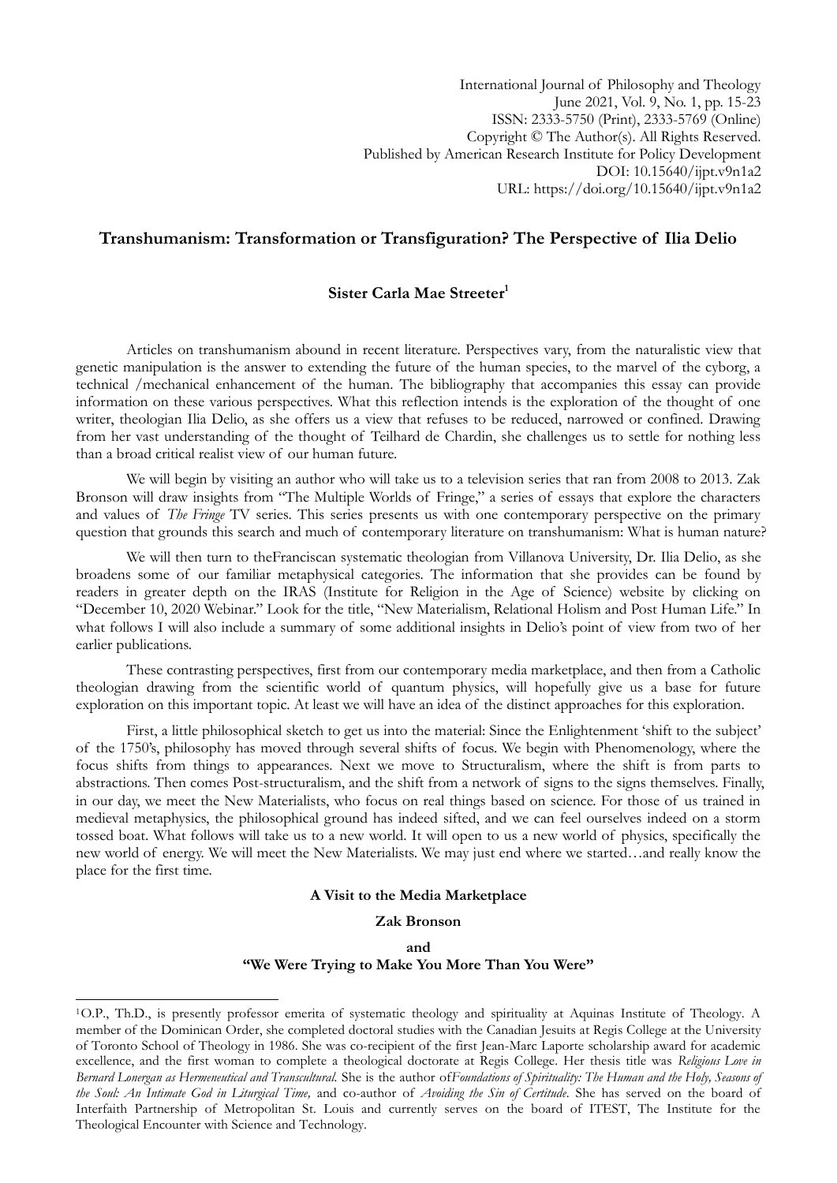International Journal of Philosophy and Theology
June 2021, Vol. 9, No. 1, pp. 15-23
ISSN: 2333-5750 (Print), 2333-5769 (Online)
Copyright © The Author(s). All Rights Reserved.
Published by American Research Institute for Policy Development
DOI: 10.15640/ijpt.v9n1a2
URL: https://doi.org/10.15640/ijpt.v9n1a2

# Transhumanism: Transformation or Transfiguration? The Perspective of Ilia Delio

**Sister Carla Mae Streeter[1]**

Articles on transhumanism abound in recent literature. Perspectives vary, from the naturalistic view that genetic manipulation is the answer to extending the future of the human species, to the marvel of the cyborg, a technical /mechanical enhancement of the human. The bibliography that accompanies this essay can provide information on these various perspectives. What this reflection intends is the exploration of the thought of one writer, theologian Ilia Delio, as she offers us a view that refuses to be reduced, narrowed or confined. Drawing from her vast understanding of the thought of Teilhard de Chardin, she challenges us to settle for nothing less than a broad critical realist view of our human future.

We will begin by visiting an author who will take us to a television series that ran from 2008 to 2013. Zak Bronson will draw insights from "The Multiple Worlds of Fringe," a series of essays that explore the characters and values of *The Fringe* TV series. This series presents us with one contemporary perspective on the primary question that grounds this search and much of contemporary literature on transhumanism: What is human nature?

We will then turn to theFranciscan systematic theologian from Villanova University, Dr. Ilia Delio, as she broadens some of our familiar metaphysical categories. The information that she provides can be found by readers in greater depth on the IRAS (Institute for Religion in the Age of Science) website by clicking on "December 10, 2020 Webinar." Look for the title, "New Materialism, Relational Holism and Post Human Life." In what follows I will also include a summary of some additional insights in Delio's point of view from two of her earlier publications.

These contrasting perspectives, first from our contemporary media marketplace, and then from a Catholic theologian drawing from the scientific world of quantum physics, will hopefully give us a base for future exploration on this important topic. At least we will have an idea of the distinct approaches for this exploration.

First, a little philosophical sketch to get us into the material: Since the Enlightenment 'shift to the subject' of the 1750's, philosophy has moved through several shifts of focus. We begin with Phenomenology, where the focus shifts from things to appearances. Next we move to Structuralism, where the shift is from parts to abstractions. Then comes Post-structuralism, and the shift from a network of signs to the signs themselves. Finally, in our day, we meet the New Materialists, who focus on real things based on science. For those of us trained in medieval metaphysics, the philosophical ground has indeed sifted, and we can feel ourselves indeed on a storm tossed boat. What follows will take us to a new world. It will open to us a new world of physics, specifically the new world of energy. We will meet the New Materialists. We may just end where we started…and really know the place for the first time.

### A Visit to the Media Marketplace

### Zak Bronson

### and
### "We Were Trying to Make You More Than You Were"

---

[1]O.P., Th.D., is presently professor emerita of systematic theology and spirituality at Aquinas Institute of Theology. A member of the Dominican Order, she completed doctoral studies with the Canadian Jesuits at Regis College at the University of Toronto School of Theology in 1986. She was co-recipient of the first Jean-Marc Laporte scholarship award for academic excellence, and the first woman to complete a theological doctorate at Regis College. Her thesis title was *Religious Love in Bernard Lonergan as Hermeneutical and Transcultural.* She is the author of*Foundations of Spirituality: The Human and the Holy, Seasons of the Soul: An Intimate God in Liturgical Time,* and co-author of *Avoiding the Sin of Certitude*. She has served on the board of Interfaith Partnership of Metropolitan St. Louis and currently serves on the board of ITEST, The Institute for the Theological Encounter with Science and Technology.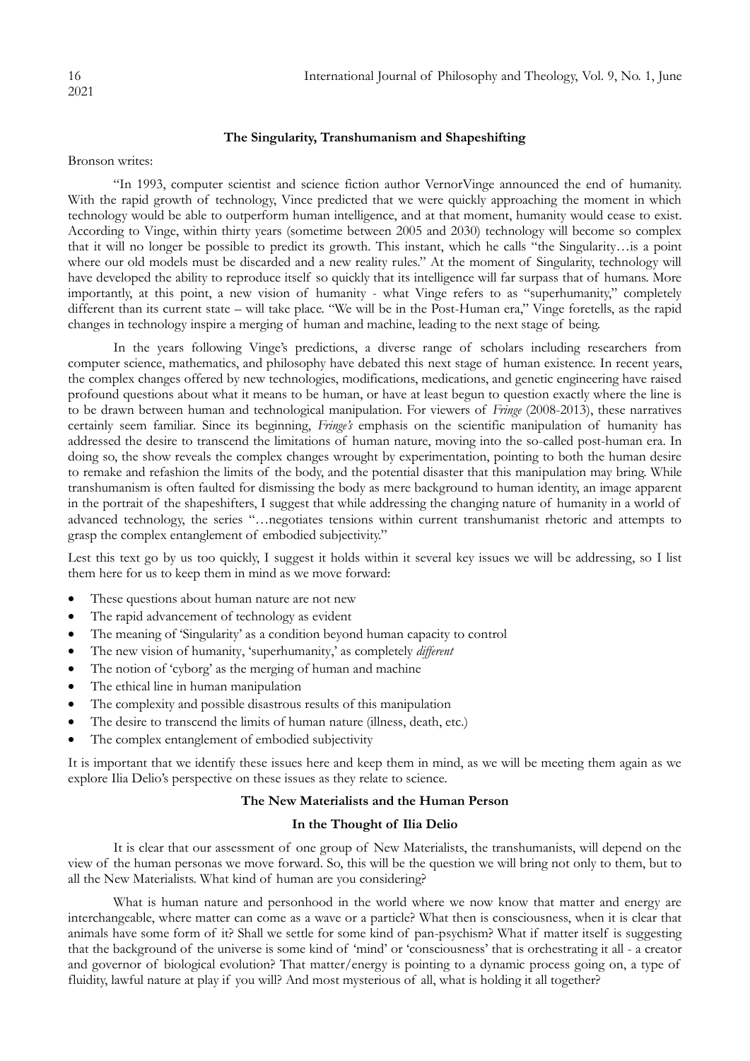### The Singularity, Transhumanism and Shapeshifting

Bronson writes:

"In 1993, computer scientist and science fiction author VernorVinge announced the end of humanity. With the rapid growth of technology, Vince predicted that we were quickly approaching the moment in which technology would be able to outperform human intelligence, and at that moment, humanity would cease to exist. According to Vinge, within thirty years (sometime between 2005 and 2030) technology will become so complex that it will no longer be possible to predict its growth. This instant, which he calls "the Singularity…is a point where our old models must be discarded and a new reality rules." At the moment of Singularity, technology will have developed the ability to reproduce itself so quickly that its intelligence will far surpass that of humans. More importantly, at this point, a new vision of humanity - what Vinge refers to as "superhumanity," completely different than its current state – will take place. "We will be in the Post-Human era," Vinge foretells, as the rapid changes in technology inspire a merging of human and machine, leading to the next stage of being.

In the years following Vinge's predictions, a diverse range of scholars including researchers from computer science, mathematics, and philosophy have debated this next stage of human existence. In recent years, the complex changes offered by new technologies, modifications, medications, and genetic engineering have raised profound questions about what it means to be human, or have at least begun to question exactly where the line is to be drawn between human and technological manipulation. For viewers of *Fringe* (2008-2013), these narratives certainly seem familiar. Since its beginning, *Fringe's* emphasis on the scientific manipulation of humanity has addressed the desire to transcend the limitations of human nature, moving into the so-called post-human era. In doing so, the show reveals the complex changes wrought by experimentation, pointing to both the human desire to remake and refashion the limits of the body, and the potential disaster that this manipulation may bring. While transhumanism is often faulted for dismissing the body as mere background to human identity, an image apparent in the portrait of the shapeshifters, I suggest that while addressing the changing nature of humanity in a world of advanced technology, the series "…negotiates tensions within current transhumanist rhetoric and attempts to grasp the complex entanglement of embodied subjectivity."

Lest this text go by us too quickly, I suggest it holds within it several key issues we will be addressing, so I list them here for us to keep them in mind as we move forward:

- These questions about human nature are not new
- The rapid advancement of technology as evident
- The meaning of 'Singularity' as a condition beyond human capacity to control
- The new vision of humanity, 'superhumanity,' as completely *different*
- The notion of 'cyborg' as the merging of human and machine
- The ethical line in human manipulation
- The complexity and possible disastrous results of this manipulation
- The desire to transcend the limits of human nature (illness, death, etc.)
- The complex entanglement of embodied subjectivity

It is important that we identify these issues here and keep them in mind, as we will be meeting them again as we explore Ilia Delio's perspective on these issues as they relate to science.

### The New Materialists and the Human Person

### In the Thought of Ilia Delio

It is clear that our assessment of one group of New Materialists, the transhumanists, will depend on the view of the human personas we move forward. So, this will be the question we will bring not only to them, but to all the New Materialists. What kind of human are you considering?

What is human nature and personhood in the world where we now know that matter and energy are interchangeable, where matter can come as a wave or a particle? What then is consciousness, when it is clear that animals have some form of it? Shall we settle for some kind of pan-psychism? What if matter itself is suggesting that the background of the universe is some kind of 'mind' or 'consciousness' that is orchestrating it all - a creator and governor of biological evolution? That matter/energy is pointing to a dynamic process going on, a type of fluidity, lawful nature at play if you will? And most mysterious of all, what is holding it all together?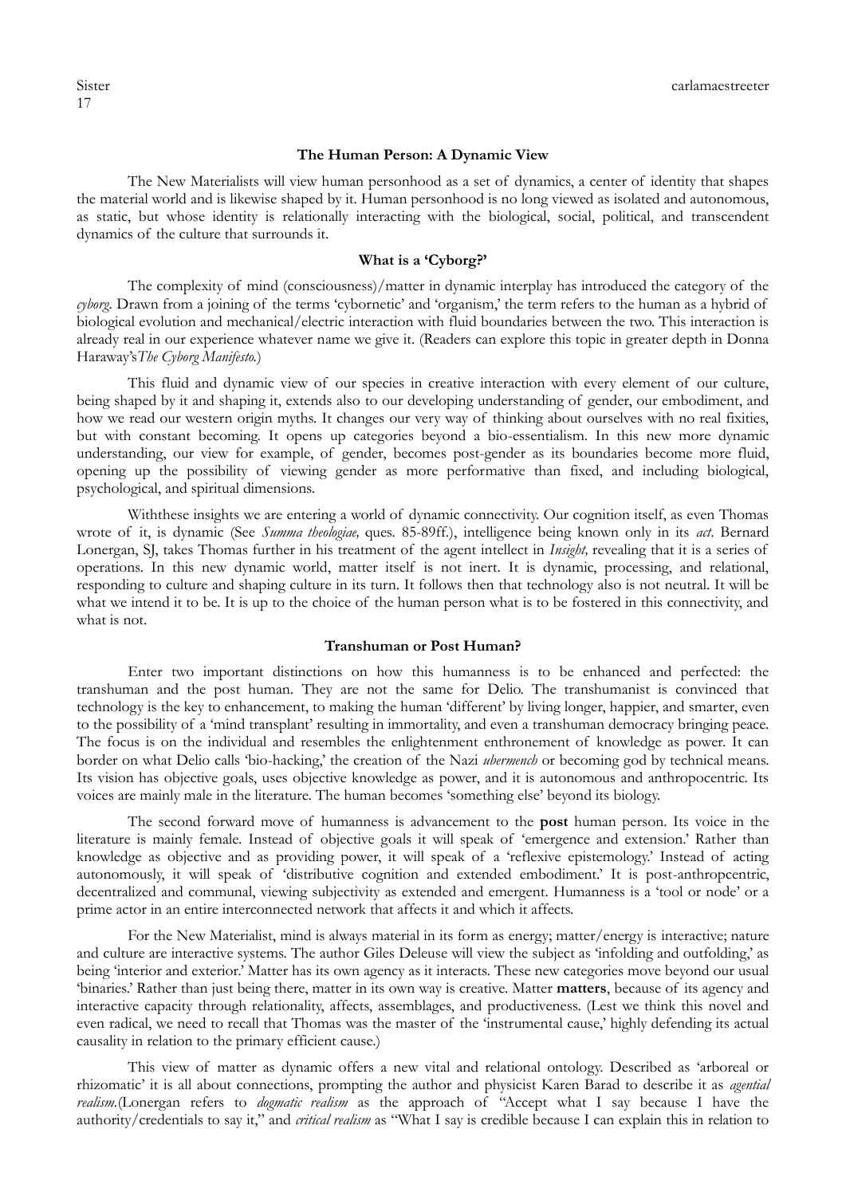### The Human Person: A Dynamic View

The New Materialists will view human personhood as a set of dynamics, a center of identity that shapes the material world and is likewise shaped by it. Human personhood is no long viewed as isolated and autonomous, as static, but whose identity is relationally interacting with the biological, social, political, and transcendent dynamics of the culture that surrounds it.

### What is a 'Cyborg?'

The complexity of mind (consciousness)/matter in dynamic interplay has introduced the category of the *cyborg*. Drawn from a joining of the terms 'cybornetic' and 'organism,' the term refers to the human as a hybrid of biological evolution and mechanical/electric interaction with fluid boundaries between the two. This interaction is already real in our experience whatever name we give it. (Readers can explore this topic in greater depth in Donna Haraway's*The Cyborg Manifesto.*)

This fluid and dynamic view of our species in creative interaction with every element of our culture, being shaped by it and shaping it, extends also to our developing understanding of gender, our embodiment, and how we read our western origin myths. It changes our very way of thinking about ourselves with no real fixities, but with constant becoming. It opens up categories beyond a bio-essentialism. In this new more dynamic understanding, our view for example, of gender, becomes post-gender as its boundaries become more fluid, opening up the possibility of viewing gender as more performative than fixed, and including biological, psychological, and spiritual dimensions.

Withthese insights we are entering a world of dynamic connectivity. Our cognition itself, as even Thomas wrote of it, is dynamic (See *Summa theologiae,* ques. 85-89ff.), intelligence being known only in its *act*. Bernard Lonergan, SJ, takes Thomas further in his treatment of the agent intellect in *Insight,* revealing that it is a series of operations. In this new dynamic world, matter itself is not inert. It is dynamic, processing, and relational, responding to culture and shaping culture in its turn. It follows then that technology also is not neutral. It will be what we intend it to be. It is up to the choice of the human person what is to be fostered in this connectivity, and what is not.

### Transhuman or Post Human?

Enter two important distinctions on how this humanness is to be enhanced and perfected: the transhuman and the post human. They are not the same for Delio. The transhumanist is convinced that technology is the key to enhancement, to making the human 'different' by living longer, happier, and smarter, even to the possibility of a 'mind transplant' resulting in immortality, and even a transhuman democracy bringing peace. The focus is on the individual and resembles the enlightenment enthronement of knowledge as power. It can border on what Delio calls 'bio-hacking,' the creation of the Nazi *ubermench* or becoming god by technical means. Its vision has objective goals, uses objective knowledge as power, and it is autonomous and anthropocentric. Its voices are mainly male in the literature. The human becomes 'something else' beyond its biology.

The second forward move of humanness is advancement to the **post** human person. Its voice in the literature is mainly female. Instead of objective goals it will speak of 'emergence and extension.' Rather than knowledge as objective and as providing power, it will speak of a 'reflexive epistemology.' Instead of acting autonomously, it will speak of 'distributive cognition and extended embodiment.' It is post-anthropcentric, decentralized and communal, viewing subjectivity as extended and emergent. Humanness is a 'tool or node' or a prime actor in an entire interconnected network that affects it and which it affects.

For the New Materialist, mind is always material in its form as energy; matter/energy is interactive; nature and culture are interactive systems. The author Giles Deleuse will view the subject as 'infolding and outfolding,' as being 'interior and exterior.' Matter has its own agency as it interacts. These new categories move beyond our usual 'binaries.' Rather than just being there, matter in its own way is creative. Matter **matters**, because of its agency and interactive capacity through relationality, affects, assemblages, and productiveness. (Lest we think this novel and even radical, we need to recall that Thomas was the master of the 'instrumental cause,' highly defending its actual causality in relation to the primary efficient cause.)

This view of matter as dynamic offers a new vital and relational ontology. Described as 'arboreal or rhizomatic' it is all about connections, prompting the author and physicist Karen Barad to describe it as *agential realism.*(Lonergan refers to *dogmatic realism* as the approach of "Accept what I say because I have the authority/credentials to say it," and *critical realism* as "What I say is credible because I can explain this in relation to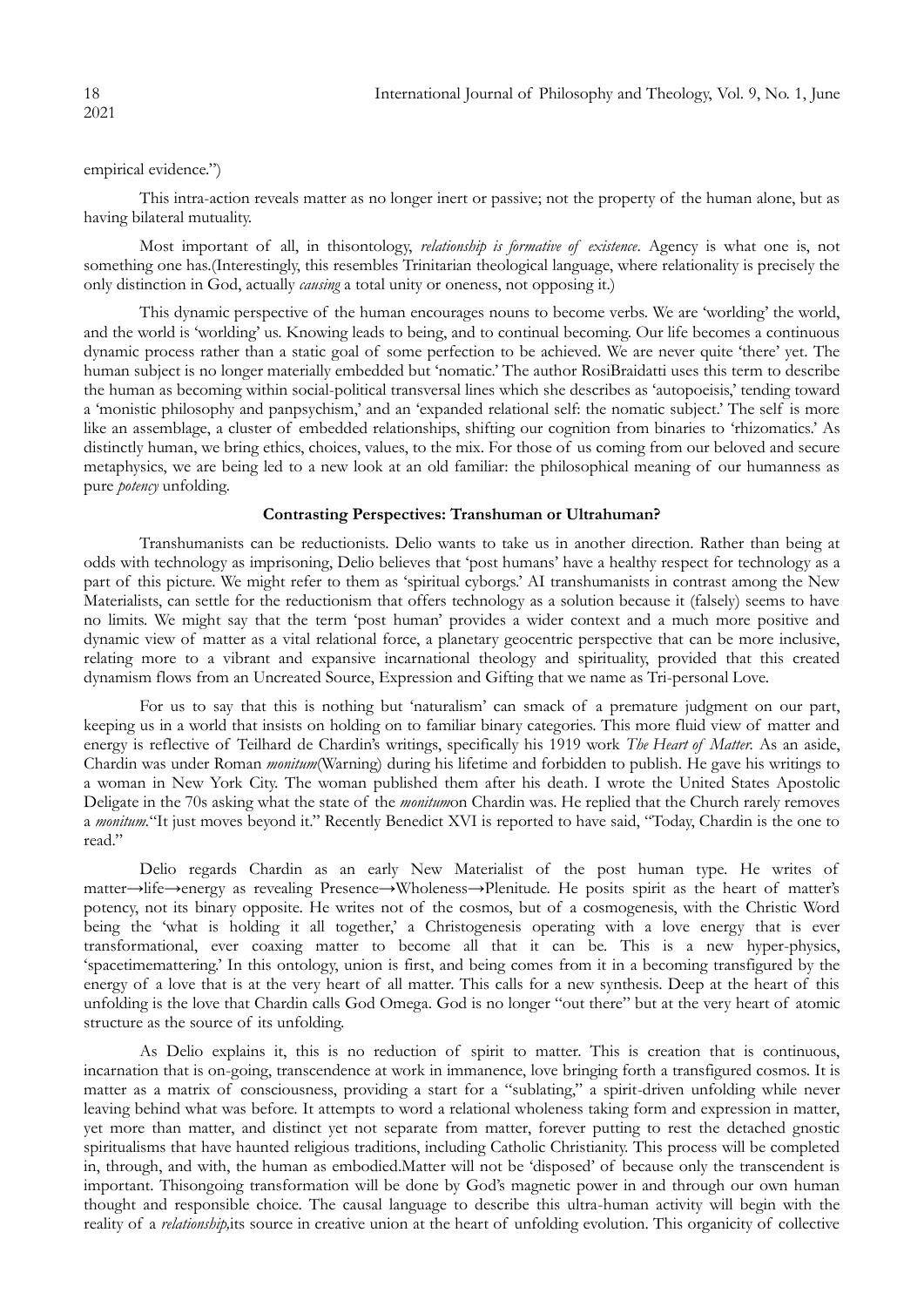empirical evidence.")

This intra-action reveals matter as no longer inert or passive; not the property of the human alone, but as having bilateral mutuality.

Most important of all, in thisontology, *relationship is formative of existence*. Agency is what one is, not something one has.(Interestingly, this resembles Trinitarian theological language, where relationality is precisely the only distinction in God, actually *causing* a total unity or oneness, not opposing it.)

This dynamic perspective of the human encourages nouns to become verbs. We are 'worlding' the world, and the world is 'worlding' us. Knowing leads to being, and to continual becoming. Our life becomes a continuous dynamic process rather than a static goal of some perfection to be achieved. We are never quite 'there' yet. The human subject is no longer materially embedded but 'nomatic.' The author RosiBraidatti uses this term to describe the human as becoming within social-political transversal lines which she describes as 'autopoeisis,' tending toward a 'monistic philosophy and panpsychism,' and an 'expanded relational self: the nomatic subject.' The self is more like an assemblage, a cluster of embedded relationships, shifting our cognition from binaries to 'rhizomatics.' As distinctly human, we bring ethics, choices, values, to the mix. For those of us coming from our beloved and secure metaphysics, we are being led to a new look at an old familiar: the philosophical meaning of our humanness as pure *potency* unfolding.

### Contrasting Perspectives: Transhuman or Ultrahuman?

Transhumanists can be reductionists. Delio wants to take us in another direction. Rather than being at odds with technology as imprisoning, Delio believes that 'post humans' have a healthy respect for technology as a part of this picture. We might refer to them as 'spiritual cyborgs.' AI transhumanists in contrast among the New Materialists, can settle for the reductionism that offers technology as a solution because it (falsely) seems to have no limits. We might say that the term 'post human' provides a wider context and a much more positive and dynamic view of matter as a vital relational force, a planetary geocentric perspective that can be more inclusive, relating more to a vibrant and expansive incarnational theology and spirituality, provided that this created dynamism flows from an Uncreated Source, Expression and Gifting that we name as Tri-personal Love.

For us to say that this is nothing but 'naturalism' can smack of a premature judgment on our part, keeping us in a world that insists on holding on to familiar binary categories. This more fluid view of matter and energy is reflective of Teilhard de Chardin's writings, specifically his 1919 work *The Heart of Matter.* As an aside, Chardin was under Roman *monitum*(Warning) during his lifetime and forbidden to publish. He gave his writings to a woman in New York City. The woman published them after his death. I wrote the United States Apostolic Deligate in the 70s asking what the state of the *monitum*on Chardin was. He replied that the Church rarely removes a *monitum*."It just moves beyond it." Recently Benedict XVI is reported to have said, "Today, Chardin is the one to read."

Delio regards Chardin as an early New Materialist of the post human type. He writes of matter→life→energy as revealing Presence→Wholeness→Plenitude. He posits spirit as the heart of matter's potency, not its binary opposite. He writes not of the cosmos, but of a cosmogenesis, with the Christic Word being the 'what is holding it all together,' a Christogenesis operating with a love energy that is ever transformational, ever coaxing matter to become all that it can be. This is a new hyper-physics, 'spacetimemattering.' In this ontology, union is first, and being comes from it in a becoming transfigured by the energy of a love that is at the very heart of all matter. This calls for a new synthesis. Deep at the heart of this unfolding is the love that Chardin calls God Omega. God is no longer "out there" but at the very heart of atomic structure as the source of its unfolding.

As Delio explains it, this is no reduction of spirit to matter. This is creation that is continuous, incarnation that is on-going, transcendence at work in immanence, love bringing forth a transfigured cosmos. It is matter as a matrix of consciousness, providing a start for a "sublating," a spirit-driven unfolding while never leaving behind what was before. It attempts to word a relational wholeness taking form and expression in matter, yet more than matter, and distinct yet not separate from matter, forever putting to rest the detached gnostic spiritualisms that have haunted religious traditions, including Catholic Christianity. This process will be completed in, through, and with, the human as embodied.Matter will not be 'disposed' of because only the transcendent is important. Thisongoing transformation will be done by God's magnetic power in and through our own human thought and responsible choice. The causal language to describe this ultra-human activity will begin with the reality of a *relationship,*its source in creative union at the heart of unfolding evolution. This organicity of collective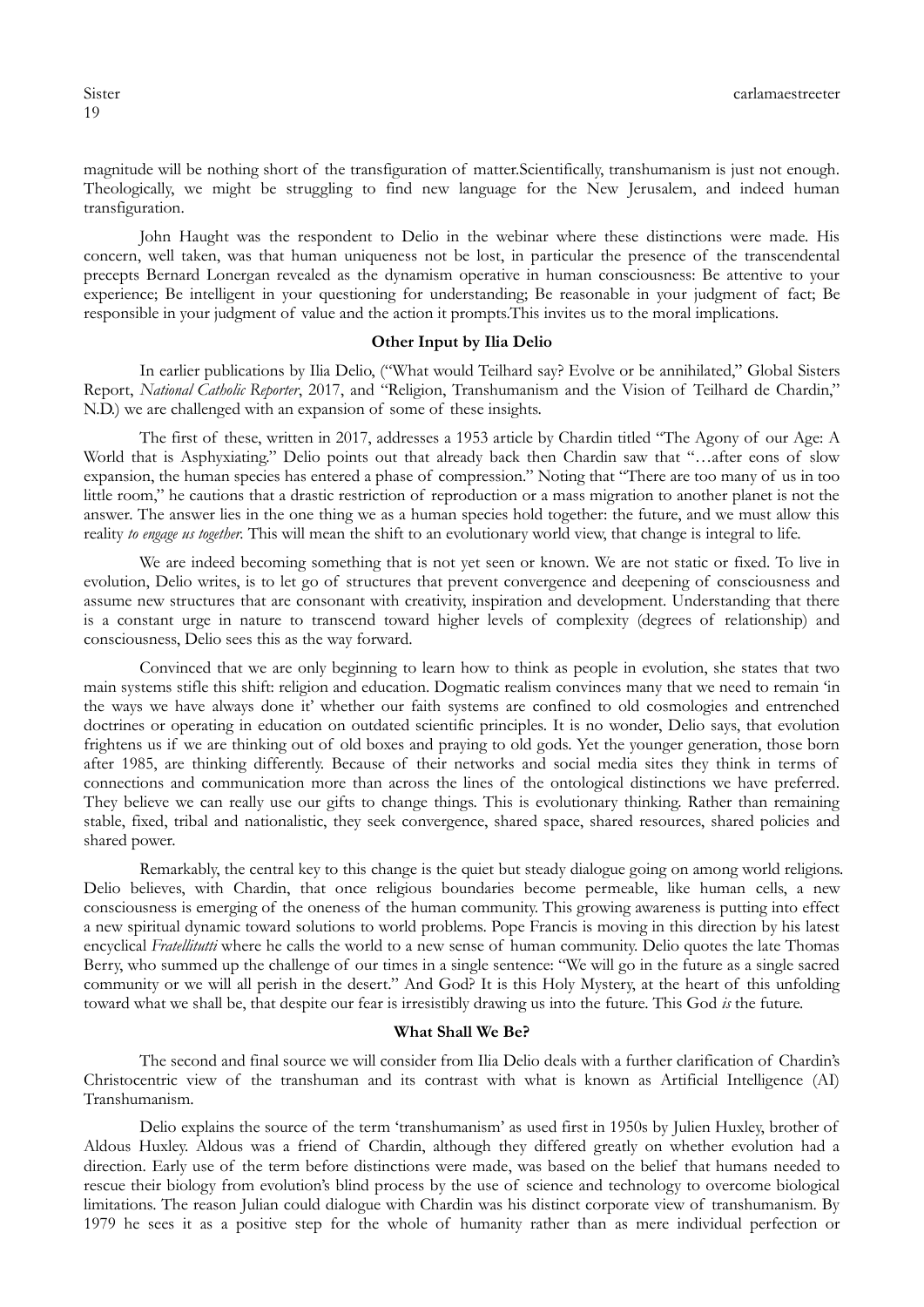magnitude will be nothing short of the transfiguration of matter.Scientifically, transhumanism is just not enough. Theologically, we might be struggling to find new language for the New Jerusalem, and indeed human transfiguration.

John Haught was the respondent to Delio in the webinar where these distinctions were made. His concern, well taken, was that human uniqueness not be lost, in particular the presence of the transcendental precepts Bernard Lonergan revealed as the dynamism operative in human consciousness: Be attentive to your experience; Be intelligent in your questioning for understanding; Be reasonable in your judgment of fact; Be responsible in your judgment of value and the action it prompts.This invites us to the moral implications.

**Other Input by Ilia Delio**

In earlier publications by Ilia Delio, ("What would Teilhard say? Evolve or be annihilated," Global Sisters Report, *National Catholic Reporter*, 2017, and "Religion, Transhumanism and the Vision of Teilhard de Chardin," N.D.) we are challenged with an expansion of some of these insights.

The first of these, written in 2017, addresses a 1953 article by Chardin titled "The Agony of our Age: A World that is Asphyxiating." Delio points out that already back then Chardin saw that "…after eons of slow expansion, the human species has entered a phase of compression." Noting that "There are too many of us in too little room," he cautions that a drastic restriction of reproduction or a mass migration to another planet is not the answer. The answer lies in the one thing we as a human species hold together: the future, and we must allow this reality *to engage us together*. This will mean the shift to an evolutionary world view, that change is integral to life.

We are indeed becoming something that is not yet seen or known. We are not static or fixed. To live in evolution, Delio writes, is to let go of structures that prevent convergence and deepening of consciousness and assume new structures that are consonant with creativity, inspiration and development. Understanding that there is a constant urge in nature to transcend toward higher levels of complexity (degrees of relationship) and consciousness, Delio sees this as the way forward.

Convinced that we are only beginning to learn how to think as people in evolution, she states that two main systems stifle this shift: religion and education. Dogmatic realism convinces many that we need to remain 'in the ways we have always done it' whether our faith systems are confined to old cosmologies and entrenched doctrines or operating in education on outdated scientific principles. It is no wonder, Delio says, that evolution frightens us if we are thinking out of old boxes and praying to old gods. Yet the younger generation, those born after 1985, are thinking differently. Because of their networks and social media sites they think in terms of connections and communication more than across the lines of the ontological distinctions we have preferred. They believe we can really use our gifts to change things. This is evolutionary thinking. Rather than remaining stable, fixed, tribal and nationalistic, they seek convergence, shared space, shared resources, shared policies and shared power.

Remarkably, the central key to this change is the quiet but steady dialogue going on among world religions. Delio believes, with Chardin, that once religious boundaries become permeable, like human cells, a new consciousness is emerging of the oneness of the human community. This growing awareness is putting into effect a new spiritual dynamic toward solutions to world problems. Pope Francis is moving in this direction by his latest encyclical *Fratellitutti* where he calls the world to a new sense of human community. Delio quotes the late Thomas Berry, who summed up the challenge of our times in a single sentence: "We will go in the future as a single sacred community or we will all perish in the desert." And God? It is this Holy Mystery, at the heart of this unfolding toward what we shall be, that despite our fear is irresistibly drawing us into the future. This God *is* the future.

**What Shall We Be?**

The second and final source we will consider from Ilia Delio deals with a further clarification of Chardin's Christocentric view of the transhuman and its contrast with what is known as Artificial Intelligence (AI) Transhumanism.

Delio explains the source of the term 'transhumanism' as used first in 1950s by Julien Huxley, brother of Aldous Huxley. Aldous was a friend of Chardin, although they differed greatly on whether evolution had a direction. Early use of the term before distinctions were made, was based on the belief that humans needed to rescue their biology from evolution's blind process by the use of science and technology to overcome biological limitations. The reason Julian could dialogue with Chardin was his distinct corporate view of transhumanism. By 1979 he sees it as a positive step for the whole of humanity rather than as mere individual perfection or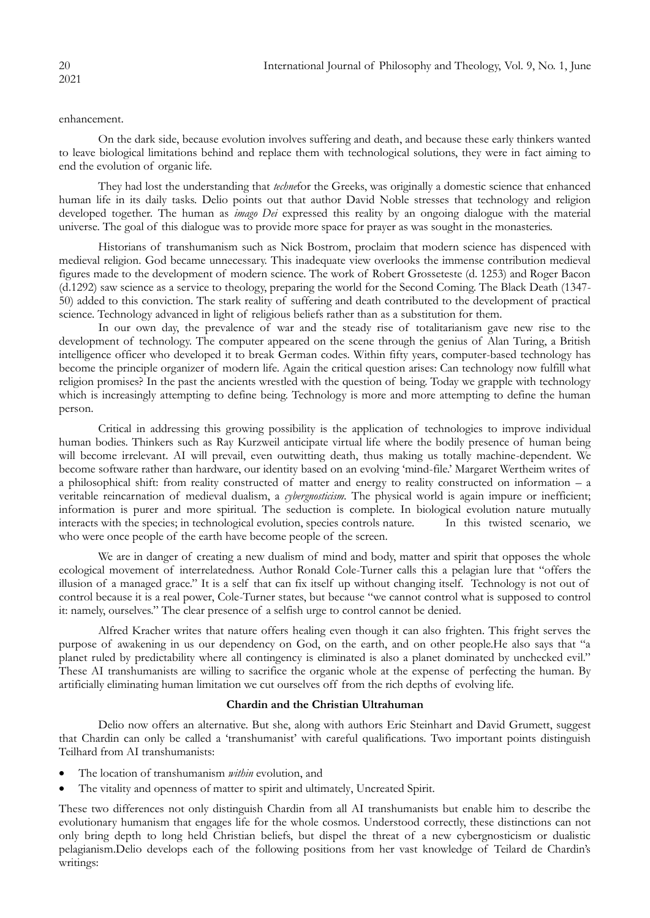enhancement.

On the dark side, because evolution involves suffering and death, and because these early thinkers wanted to leave biological limitations behind and replace them with technological solutions, they were in fact aiming to end the evolution of organic life.

They had lost the understanding that *techne*for the Greeks, was originally a domestic science that enhanced human life in its daily tasks. Delio points out that author David Noble stresses that technology and religion developed together. The human as *imago Dei* expressed this reality by an ongoing dialogue with the material universe. The goal of this dialogue was to provide more space for prayer as was sought in the monasteries.

Historians of transhumanism such as Nick Bostrom, proclaim that modern science has dispenced with medieval religion. God became unnecessary. This inadequate view overlooks the immense contribution medieval figures made to the development of modern science. The work of Robert Grosseteste (d. 1253) and Roger Bacon (d.1292) saw science as a service to theology, preparing the world for the Second Coming. The Black Death (1347-50) added to this conviction. The stark reality of suffering and death contributed to the development of practical science. Technology advanced in light of religious beliefs rather than as a substitution for them.

In our own day, the prevalence of war and the steady rise of totalitarianism gave new rise to the development of technology. The computer appeared on the scene through the genius of Alan Turing, a British intelligence officer who developed it to break German codes. Within fifty years, computer-based technology has become the principle organizer of modern life. Again the critical question arises: Can technology now fulfill what religion promises? In the past the ancients wrestled with the question of being. Today we grapple with technology which is increasingly attempting to define being. Technology is more and more attempting to define the human person.

Critical in addressing this growing possibility is the application of technologies to improve individual human bodies. Thinkers such as Ray Kurzweil anticipate virtual life where the bodily presence of human being will become irrelevant. AI will prevail, even outwitting death, thus making us totally machine-dependent. We become software rather than hardware, our identity based on an evolving 'mind-file.' Margaret Wertheim writes of a philosophical shift: from reality constructed of matter and energy to reality constructed on information – a veritable reincarnation of medieval dualism, a *cybergnosticism*. The physical world is again impure or inefficient; information is purer and more spiritual. The seduction is complete. In biological evolution nature mutually interacts with the species; in technological evolution, species controls nature. In this twisted scenario, we who were once people of the earth have become people of the screen.

We are in danger of creating a new dualism of mind and body, matter and spirit that opposes the whole ecological movement of interrelatedness. Author Ronald Cole-Turner calls this a pelagian lure that "offers the illusion of a managed grace." It is a self that can fix itself up without changing itself. Technology is not out of control because it is a real power, Cole-Turner states, but because "we cannot control what is supposed to control it: namely, ourselves." The clear presence of a selfish urge to control cannot be denied.

Alfred Kracher writes that nature offers healing even though it can also frighten. This fright serves the purpose of awakening in us our dependency on God, on the earth, and on other people.He also says that "a planet ruled by predictability where all contingency is eliminated is also a planet dominated by unchecked evil." These AI transhumanists are willing to sacrifice the organic whole at the expense of perfecting the human. By artificially eliminating human limitation we cut ourselves off from the rich depths of evolving life.

## Chardin and the Christian Ultrahuman

Delio now offers an alternative. But she, along with authors Eric Steinhart and David Grumett, suggest that Chardin can only be called a 'transhumanist' with careful qualifications. Two important points distinguish Teilhard from AI transhumanists:

- The location of transhumanism *within* evolution, and
- The vitality and openness of matter to spirit and ultimately, Uncreated Spirit.

These two differences not only distinguish Chardin from all AI transhumanists but enable him to describe the evolutionary humanism that engages life for the whole cosmos. Understood correctly, these distinctions can not only bring depth to long held Christian beliefs, but dispel the threat of a new cybergnosticism or dualistic pelagianism.Delio develops each of the following positions from her vast knowledge of Teilard de Chardin's writings: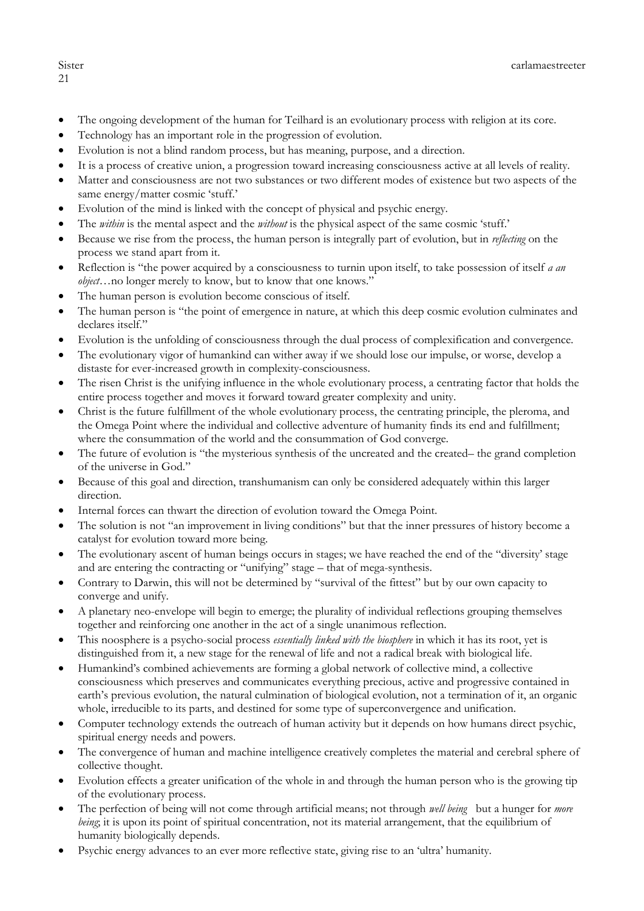- The ongoing development of the human for Teilhard is an evolutionary process with religion at its core.
- Technology has an important role in the progression of evolution.
- Evolution is not a blind random process, but has meaning, purpose, and a direction.
- It is a process of creative union, a progression toward increasing consciousness active at all levels of reality.
- Matter and consciousness are not two substances or two different modes of existence but two aspects of the same energy/matter cosmic 'stuff.'
- Evolution of the mind is linked with the concept of physical and psychic energy.
- The *within* is the mental aspect and the *without* is the physical aspect of the same cosmic 'stuff.'
- Because we rise from the process, the human person is integrally part of evolution, but in *reflecting* on the process we stand apart from it.
- Reflection is "the power acquired by a consciousness to turnin upon itself, to take possession of itself *a an object*…no longer merely to know, but to know that one knows."
- The human person is evolution become conscious of itself.
- The human person is "the point of emergence in nature, at which this deep cosmic evolution culminates and declares itself."
- Evolution is the unfolding of consciousness through the dual process of complexification and convergence.
- The evolutionary vigor of humankind can wither away if we should lose our impulse, or worse, develop a distaste for ever-increased growth in complexity-consciousness.
- The risen Christ is the unifying influence in the whole evolutionary process, a centrating factor that holds the entire process together and moves it forward toward greater complexity and unity.
- Christ is the future fulfillment of the whole evolutionary process, the centrating principle, the pleroma, and the Omega Point where the individual and collective adventure of humanity finds its end and fulfillment; where the consummation of the world and the consummation of God converge.
- The future of evolution is "the mysterious synthesis of the uncreated and the created– the grand completion of the universe in God."
- Because of this goal and direction, transhumanism can only be considered adequately within this larger direction.
- Internal forces can thwart the direction of evolution toward the Omega Point.
- The solution is not "an improvement in living conditions" but that the inner pressures of history become a catalyst for evolution toward more being.
- The evolutionary ascent of human beings occurs in stages; we have reached the end of the "diversity' stage and are entering the contracting or "unifying" stage – that of mega-synthesis.
- Contrary to Darwin, this will not be determined by "survival of the fittest" but by our own capacity to converge and unify.
- A planetary neo-envelope will begin to emerge; the plurality of individual reflections grouping themselves together and reinforcing one another in the act of a single unanimous reflection.
- This noosphere is a psycho-social process *essentially linked with the biosphere* in which it has its root, yet is distinguished from it, a new stage for the renewal of life and not a radical break with biological life.
- Humankind's combined achievements are forming a global network of collective mind, a collective consciousness which preserves and communicates everything precious, active and progressive contained in earth's previous evolution, the natural culmination of biological evolution, not a termination of it, an organic whole, irreducible to its parts, and destined for some type of superconvergence and unification.
- Computer technology extends the outreach of human activity but it depends on how humans direct psychic, spiritual energy needs and powers.
- The convergence of human and machine intelligence creatively completes the material and cerebral sphere of collective thought.
- Evolution effects a greater unification of the whole in and through the human person who is the growing tip of the evolutionary process.
- The perfection of being will not come through artificial means; not through *well being* but a hunger for *more being*; it is upon its point of spiritual concentration, not its material arrangement, that the equilibrium of humanity biologically depends.
- Psychic energy advances to an ever more reflective state, giving rise to an 'ultra' humanity.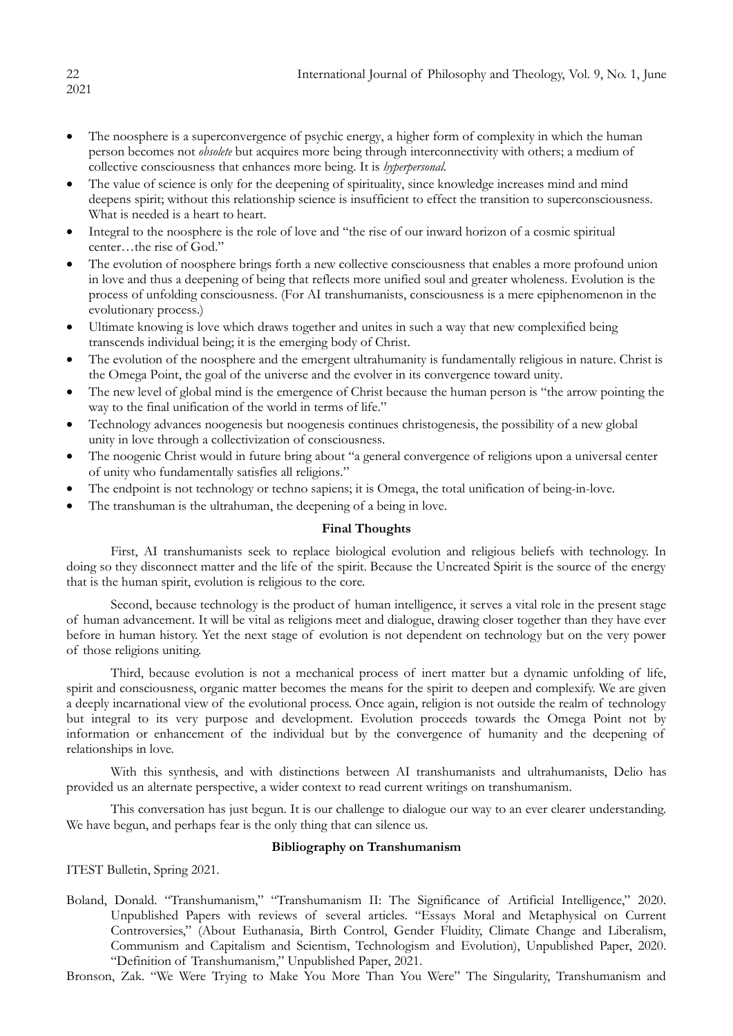- The noosphere is a superconvergence of psychic energy, a higher form of complexity in which the human person becomes not *obsolete* but acquires more being through interconnectivity with others; a medium of collective consciousness that enhances more being. It is *hyperpersonal.*
- The value of science is only for the deepening of spirituality, since knowledge increases mind and mind deepens spirit; without this relationship science is insufficient to effect the transition to superconsciousness. What is needed is a heart to heart.
- Integral to the noosphere is the role of love and "the rise of our inward horizon of a cosmic spiritual center…the rise of God."
- The evolution of noosphere brings forth a new collective consciousness that enables a more profound union in love and thus a deepening of being that reflects more unified soul and greater wholeness. Evolution is the process of unfolding consciousness. (For AI transhumanists, consciousness is a mere epiphenomenon in the evolutionary process.)
- Ultimate knowing is love which draws together and unites in such a way that new complexified being transcends individual being; it is the emerging body of Christ.
- The evolution of the noosphere and the emergent ultrahumanity is fundamentally religious in nature. Christ is the Omega Point, the goal of the universe and the evolver in its convergence toward unity.
- The new level of global mind is the emergence of Christ because the human person is "the arrow pointing the way to the final unification of the world in terms of life."
- Technology advances noogenesis but noogenesis continues christogenesis, the possibility of a new global unity in love through a collectivization of consciousness.
- The noogenic Christ would in future bring about "a general convergence of religions upon a universal center of unity who fundamentally satisfies all religions."
- The endpoint is not technology or techno sapiens; it is Omega, the total unification of being-in-love.
- The transhuman is the ultrahuman, the deepening of a being in love.

## Final Thoughts

First, AI transhumanists seek to replace biological evolution and religious beliefs with technology. In doing so they disconnect matter and the life of the spirit. Because the Uncreated Spirit is the source of the energy that is the human spirit, evolution is religious to the core.

Second, because technology is the product of human intelligence, it serves a vital role in the present stage of human advancement. It will be vital as religions meet and dialogue, drawing closer together than they have ever before in human history. Yet the next stage of evolution is not dependent on technology but on the very power of those religions uniting.

Third, because evolution is not a mechanical process of inert matter but a dynamic unfolding of life, spirit and consciousness, organic matter becomes the means for the spirit to deepen and complexify. We are given a deeply incarnational view of the evolutionary process. Once again, religion is not outside the realm of technology but integral to its very purpose and development. Evolution proceeds towards the Omega Point not by information or enhancement of the individual but by the convergence of humanity and the deepening of relationships in love.

With this synthesis, and with distinctions between AI transhumanists and ultrahumanists, Delio has provided us an alternate perspective, a wider context to read current writings on transhumanism.

This conversation has just begun. It is our challenge to dialogue our way to an ever clearer understanding. We have begun, and perhaps fear is the only thing that can silence us.

## Bibliography on Transhumanism

ITEST Bulletin, Spring 2021.

Boland, Donald. "Transhumanism," "Transhumanism II: The Significance of Artificial Intelligence," 2020. Unpublished Papers with reviews of several articles. "Essays Moral and Metaphysical on Current Controversies," (About Euthanasia, Birth Control, Gender Fluidity, Climate Change and Liberalism, Communism and Capitalism and Scientism, Technologism and Evolution), Unpublished Paper, 2020. "Definition of Transhumanism," Unpublished Paper, 2021.

Bronson, Zak. "We Were Trying to Make You More Than You Were" The Singularity, Transhumanism and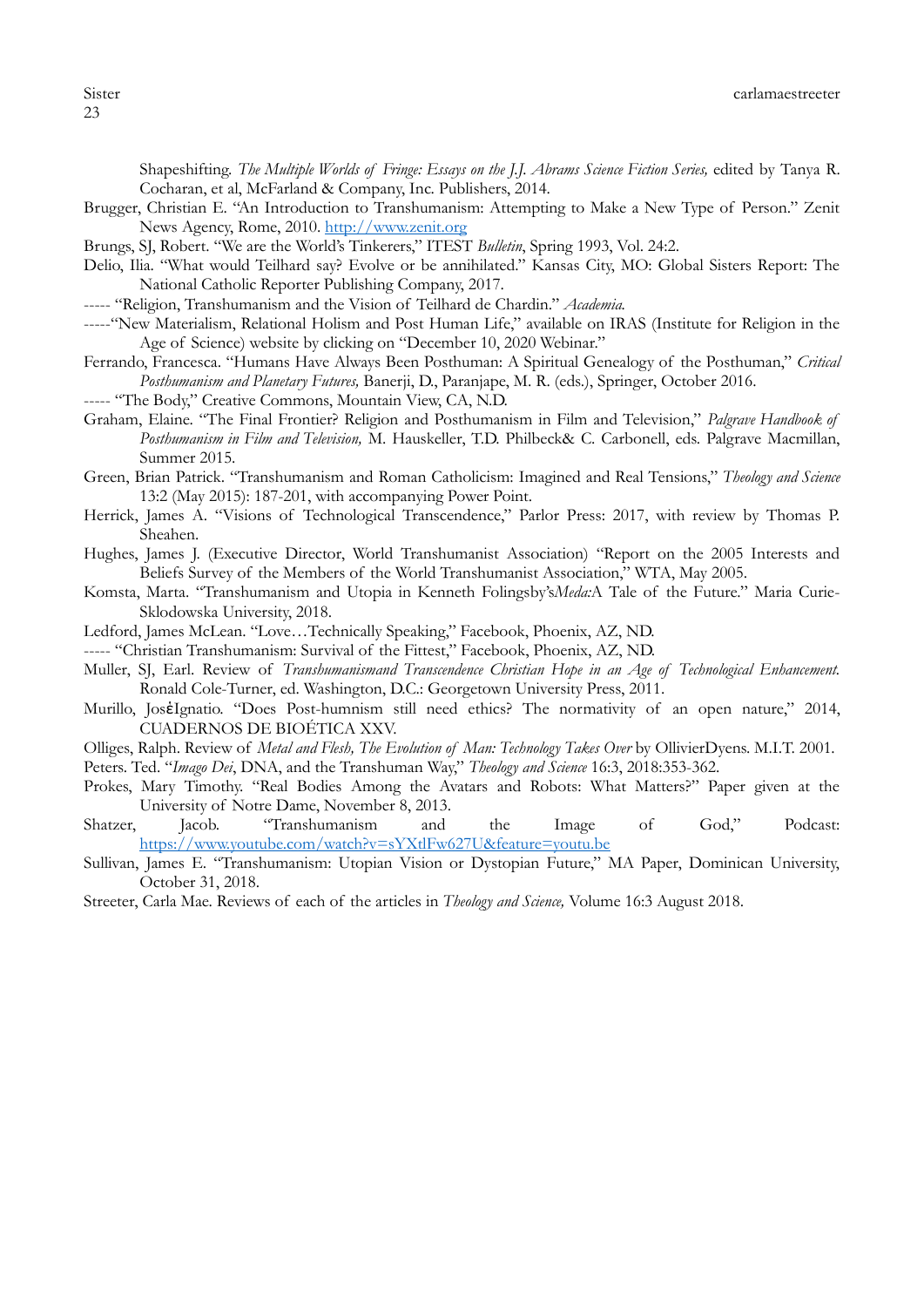Shapeshifting. *The Multiple Worlds of Fringe: Essays on the J.J. Abrams Science Fiction Series,* edited by Tanya R. Cocharan, et al, McFarland & Company, Inc. Publishers, 2014.

Brugger, Christian E. "An Introduction to Transhumanism: Attempting to Make a New Type of Person." Zenit News Agency, Rome, 2010. http://www.zenit.org

Brungs, SJ, Robert. "We are the World's Tinkerers," ITEST *Bulletin*, Spring 1993, Vol. 24:2.

Delio, Ilia. "What would Teilhard say? Evolve or be annihilated." Kansas City, MO: Global Sisters Report: The National Catholic Reporter Publishing Company, 2017.

----- "Religion, Transhumanism and the Vision of Teilhard de Chardin." *Academia.*

-----"New Materialism, Relational Holism and Post Human Life," available on IRAS (Institute for Religion in the Age of Science) website by clicking on "December 10, 2020 Webinar."

Ferrando, Francesca. "Humans Have Always Been Posthuman: A Spiritual Genealogy of the Posthuman," *Critical Posthumanism and Planetary Futures,* Banerji, D., Paranjape, M. R. (eds.), Springer, October 2016.

----- "The Body," Creative Commons, Mountain View, CA, N.D.

Graham, Elaine. "The Final Frontier? Religion and Posthumanism in Film and Television," *Palgrave Handbook of Posthumanism in Film and Television,* M. Hauskeller, T.D. Philbeck& C. Carbonell, eds. Palgrave Macmillan, Summer 2015.

Green, Brian Patrick. "Transhumanism and Roman Catholicism: Imagined and Real Tensions," *Theology and Science* 13:2 (May 2015): 187-201, with accompanying Power Point.

Herrick, James A. "Visions of Technological Transcendence," Parlor Press: 2017, with review by Thomas P. Sheahen.

Hughes, James J. (Executive Director, World Transhumanist Association) "Report on the 2005 Interests and Beliefs Survey of the Members of the World Transhumanist Association," WTA, May 2005.

Komsta, Marta. "Transhumanism and Utopia in Kenneth Folingsby's*Meda:*A Tale of the Future." Maria Curie-Sklodowska University, 2018.

Ledford, James McLean. "Love…Technically Speaking," Facebook, Phoenix, AZ, ND.

----- "Christian Transhumanism: Survival of the Fittest," Facebook, Phoenix, AZ, ND.

Muller, SJ, Earl. Review of *Transhumanismand Transcendence Christian Hope in an Age of Technological Enhancement.* Ronald Cole-Turner, ed. Washington, D.C.: Georgetown University Press, 2011.

Murillo, JosėIgnatio. "Does Post-humnism still need ethics? The normativity of an open nature," 2014, CUADERNOS DE BIOÉTICA XXV.

Olliges, Ralph. Review of *Metal and Flesh, The Evolution of Man: Technology Takes Over* by OllivierDyens. M.I.T. 2001.

Peters. Ted. "*Imago Dei*, DNA, and the Transhuman Way," *Theology and Science* 16:3, 2018:353-362.

Prokes, Mary Timothy. "Real Bodies Among the Avatars and Robots: What Matters?" Paper given at the University of Notre Dame, November 8, 2013.

Shatzer, Jacob. "Transhumanism and the Image of God," Podcast: https://www.youtube.com/watch?v=sYXtlFw627U&feature=youtu.be

Sullivan, James E. "Transhumanism: Utopian Vision or Dystopian Future," MA Paper, Dominican University, October 31, 2018.

Streeter, Carla Mae. Reviews of each of the articles in *Theology and Science,* Volume 16:3 August 2018.